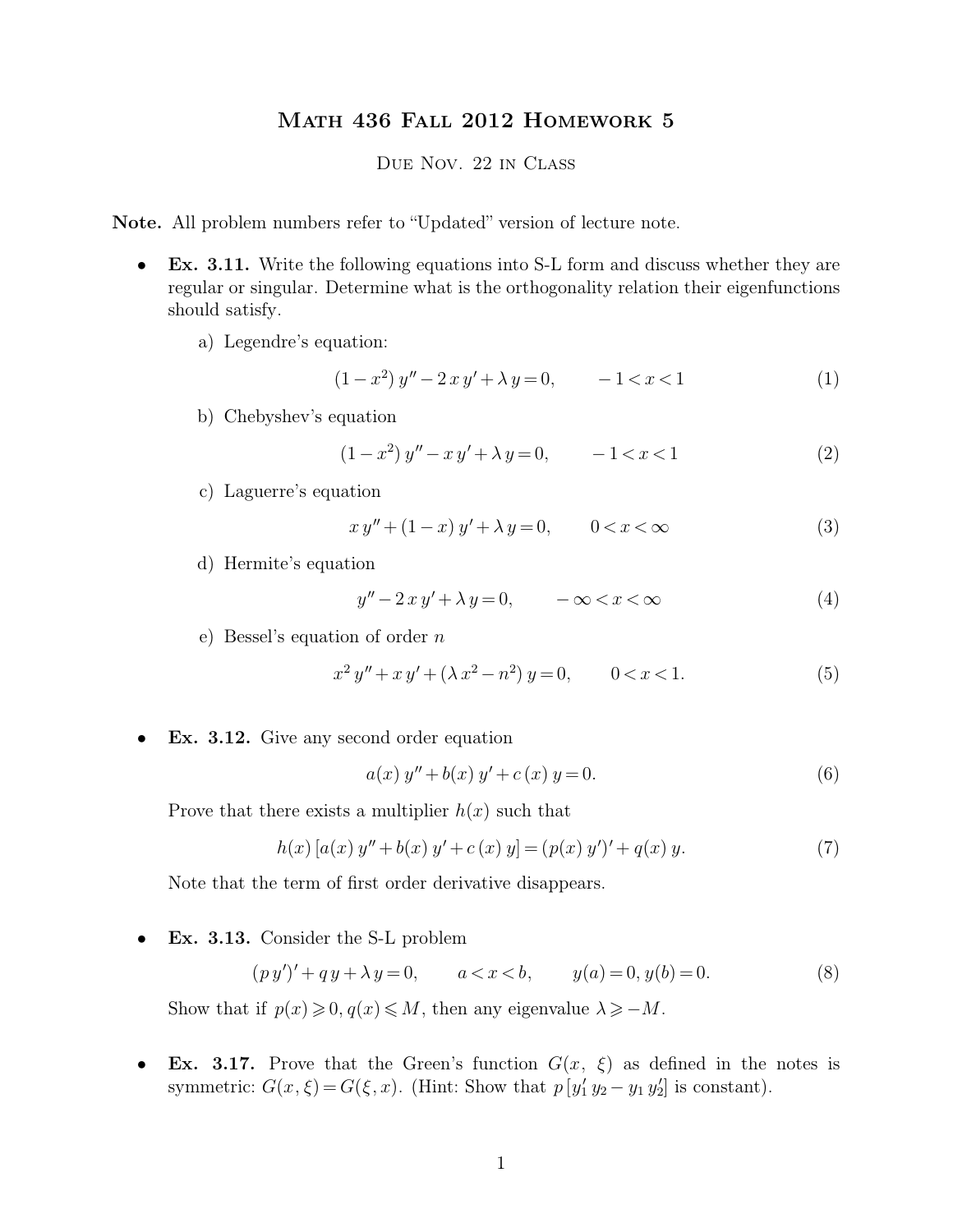# Math 436 Fall 2012 Homework 5

Due Nov. 22 in Class

**Note.** All problem numbers refer to "Updated" version of lecture note.

- **Ex. 3.11.** Write the following equations into S-L form and discuss whether they are regular or singular. Determine what is the orthogonality relation their eigenfunctions should satisfy.

  a) Legendre's equation:

  $$(1 - x^2)\, y'' - 2\, x\, y' + \lambda\, y = 0, \qquad -1 < x < 1 \tag{1}$$

  b) Chebyshev's equation

  $$(1 - x^2)\, y'' - x\, y' + \lambda\, y = 0, \qquad -1 < x < 1 \tag{2}$$

  c) Laguerre's equation

  $$x\, y'' + (1 - x)\, y' + \lambda\, y = 0, \qquad 0 < x < \infty \tag{3}$$

  d) Hermite's equation

  $$y'' - 2\, x\, y' + \lambda\, y = 0, \qquad -\infty < x < \infty \tag{4}$$

  e) Bessel's equation of order $n$

  $$x^2\, y'' + x\, y' + (\lambda\, x^2 - n^2)\, y = 0, \qquad 0 < x < 1. \tag{5}$$

- **Ex. 3.12.** Give any second order equation

  $$a(x)\, y'' + b(x)\, y' + c\,(x)\, y = 0. \tag{6}$$

  Prove that there exists a multiplier $h(x)$ such that

  $$h(x)\,[a(x)\, y'' + b(x)\, y' + c\,(x)\, y] = (p(x)\, y')' + q(x)\, y. \tag{7}$$

  Note that the term of first order derivative disappears.

- **Ex. 3.13.** Consider the S-L problem

  $$(p\, y')' + q\, y + \lambda\, y = 0, \qquad a < x < b, \qquad y(a) = 0, y(b) = 0. \tag{8}$$

  Show that if $p(x) \geqslant 0, q(x) \leqslant M$, then any eigenvalue $\lambda \geqslant -M$.

- **Ex. 3.17.** Prove that the Green's function $G(x,\ \xi)$ as defined in the notes is symmetric: $G(x, \xi) = G(\xi, x)$. (Hint: Show that $p\,[y_1'\, y_2 - y_1\, y_2']$ is constant).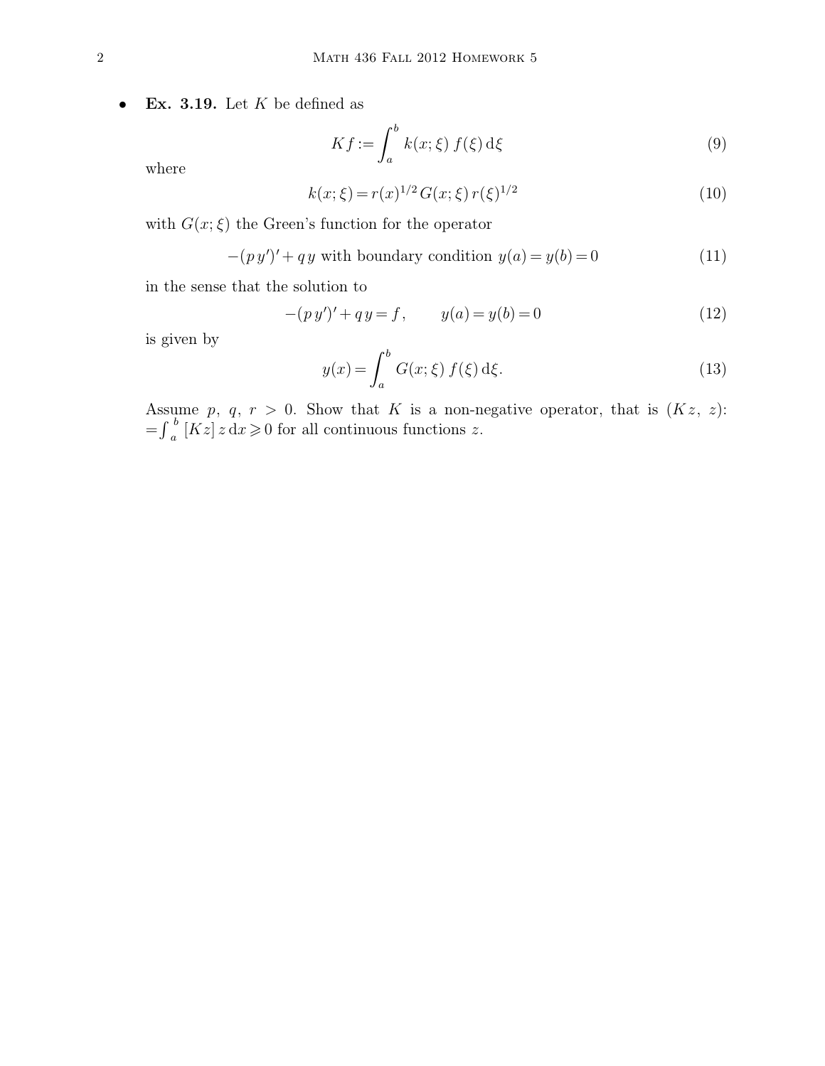- **Ex. 3.19.** Let $K$ be defined as

$$K f := \int_a^b k(x; \xi)\, f(\xi)\, \mathrm{d}\xi \tag{9}$$

where

$$k(x; \xi) = r(x)^{1/2}\, G(x; \xi)\, r(\xi)^{1/2} \tag{10}$$

with $G(x; \xi)$ the Green's function for the operator

$$-(p\, y')' + q\, y \text{ with boundary condition } y(a) = y(b) = 0 \tag{11}$$

in the sense that the solution to

$$-(p\, y')' + q\, y = f, \qquad y(a) = y(b) = 0 \tag{12}$$

is given by

$$y(x) = \int_a^b G(x; \xi)\, f(\xi)\, \mathrm{d}\xi. \tag{13}$$

Assume $p$, $q$, $r > 0$. Show that $K$ is a non-negative operator, that is $(K z,\ z) := \int_a^b [K z]\, z\, \mathrm{d}x \geqslant 0$ for all continuous functions $z$.